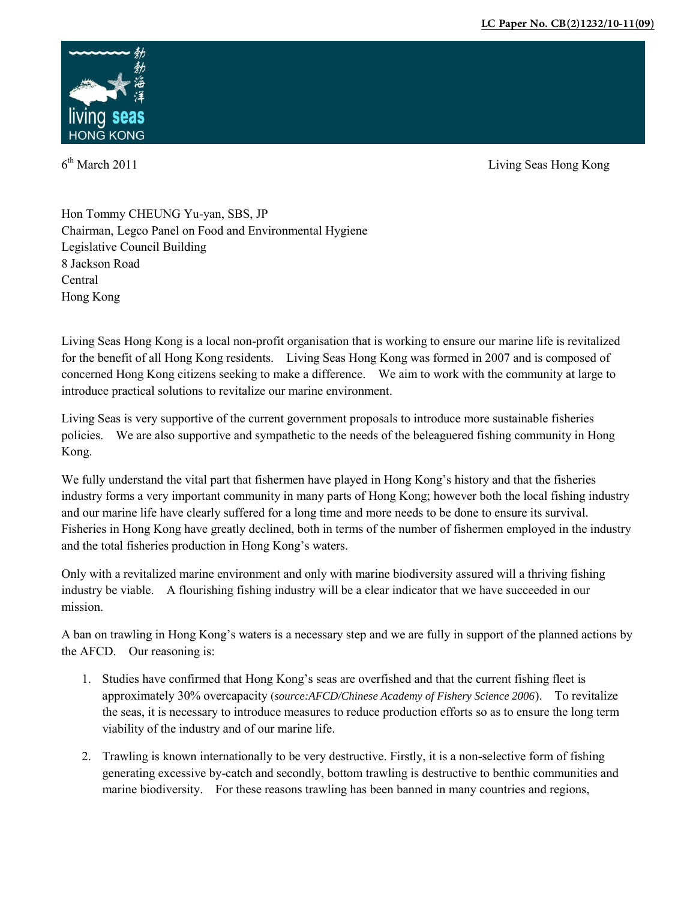LC Paper No. CB(2)1232/10-11(09)

勃勃海洋

living seas

HONG KONG

6th March 2011 Living Seas Hong Kong

Hon Tommy CHEUNG Yu-yan, SBS, JP
Chairman, Legco Panel on Food and Environmental Hygiene
Legislative Council Building
8 Jackson Road
Central
Hong Kong

Living Seas Hong Kong is a local non-profit organisation that is working to ensure our marine life is revitalized for the benefit of all Hong Kong residents. Living Seas Hong Kong was formed in 2007 and is composed of concerned Hong Kong citizens seeking to make a difference. We aim to work with the community at large to introduce practical solutions to revitalize our marine environment.

Living Seas is very supportive of the current government proposals to introduce more sustainable fisheries policies. We are also supportive and sympathetic to the needs of the beleaguered fishing community in Hong Kong.

We fully understand the vital part that fishermen have played in Hong Kong's history and that the fisheries industry forms a very important community in many parts of Hong Kong; however both the local fishing industry and our marine life have clearly suffered for a long time and more needs to be done to ensure its survival. Fisheries in Hong Kong have greatly declined, both in terms of the number of fishermen employed in the industry and the total fisheries production in Hong Kong's waters.

Only with a revitalized marine environment and only with marine biodiversity assured will a thriving fishing industry be viable. A flourishing fishing industry will be a clear indicator that we have succeeded in our mission.

A ban on trawling in Hong Kong's waters is a necessary step and we are fully in support of the planned actions by the AFCD. Our reasoning is:

1. Studies have confirmed that Hong Kong's seas are overfished and that the current fishing fleet is approximately 30% overcapacity (*source:AFCD/Chinese Academy of Fishery Science 2006*). To revitalize the seas, it is necessary to introduce measures to reduce production efforts so as to ensure the long term viability of the industry and of our marine life.
2. Trawling is known internationally to be very destructive. Firstly, it is a non-selective form of fishing generating excessive by-catch and secondly, bottom trawling is destructive to benthic communities and marine biodiversity. For these reasons trawling has been banned in many countries and regions,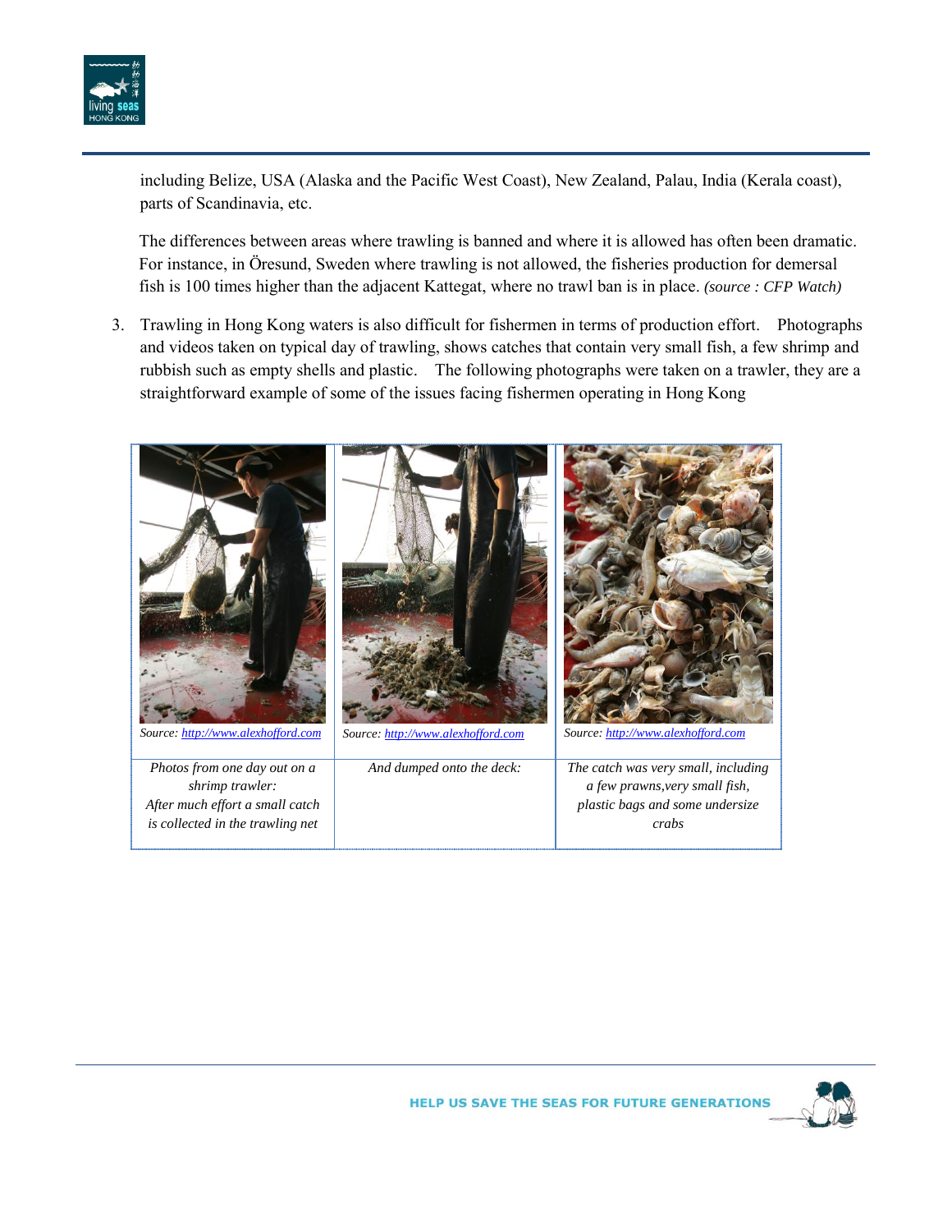including Belize, USA (Alaska and the Pacific West Coast), New Zealand, Palau, India (Kerala coast), parts of Scandinavia, etc.

The differences between areas where trawling is banned and where it is allowed has often been dramatic. For instance, in Öresund, Sweden where trawling is not allowed, the fisheries production for demersal fish is 100 times higher than the adjacent Kattegat, where no trawl ban is in place. *(source : CFP Watch)*

3. Trawling in Hong Kong waters is also difficult for fishermen in terms of production effort. Photographs and videos taken on typical day of trawling, shows catches that contain very small fish, a few shrimp and rubbish such as empty shells and plastic. The following photographs were taken on a trawler, they are a straightforward example of some of the issues facing fishermen operating in Hong Kong

| Source: http://www.alexhofford.com | Source: http://www.alexhofford.com | Source: http://www.alexhofford.com |
|---|---|---|
| *Photos from one day out on a shrimp trawler: After much effort a small catch is collected in the trawling net* | *And dumped onto the deck:* | *The catch was very small, including a few prawns,very small fish, plastic bags and some undersize crabs* |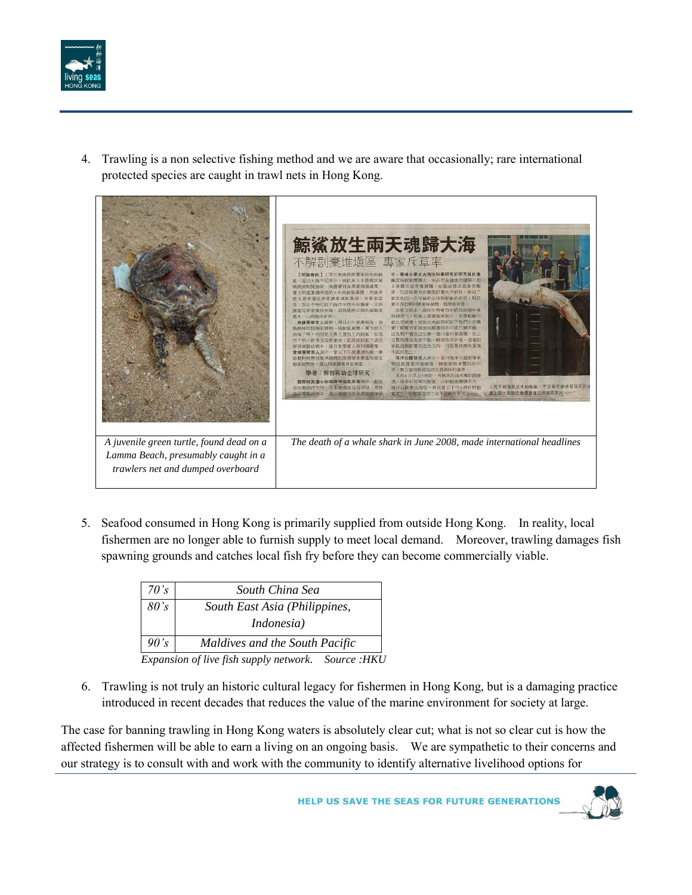4. Trawling is a non selective fishing method and we are aware that occasionally; rare international protected species are caught in trawl nets in Hong Kong.

| *A juvenile green turtle, found dead on a Lamma Beach, presumably caught in a trawlers net and dumped overboard* | *The death of a whale shark in June 2008, made international headlines* |
|---|---|

5. Seafood consumed in Hong Kong is primarily supplied from outside Hong Kong. In reality, local fishermen are no longer able to furnish supply to meet local demand. Moreover, trawling damages fish spawning grounds and catches local fish fry before they can become commercially viable.

| *70's* | *South China Sea* |
|---|---|
| *80's* | *South East Asia (Philippines, Indonesia)* |
| *90's* | *Maldives and the South Pacific* |

*Expansion of live fish supply network. Source :HKU*

6. Trawling is not truly an historic cultural legacy for fishermen in Hong Kong, but is a damaging practice introduced in recent decades that reduces the value of the marine environment for society at large.

The case for banning trawling in Hong Kong waters is absolutely clear cut; what is not so clear cut is how the affected fishermen will be able to earn a living on an ongoing basis. We are sympathetic to their concerns and our strategy is to consult with and work with the community to identify alternative livelihood options for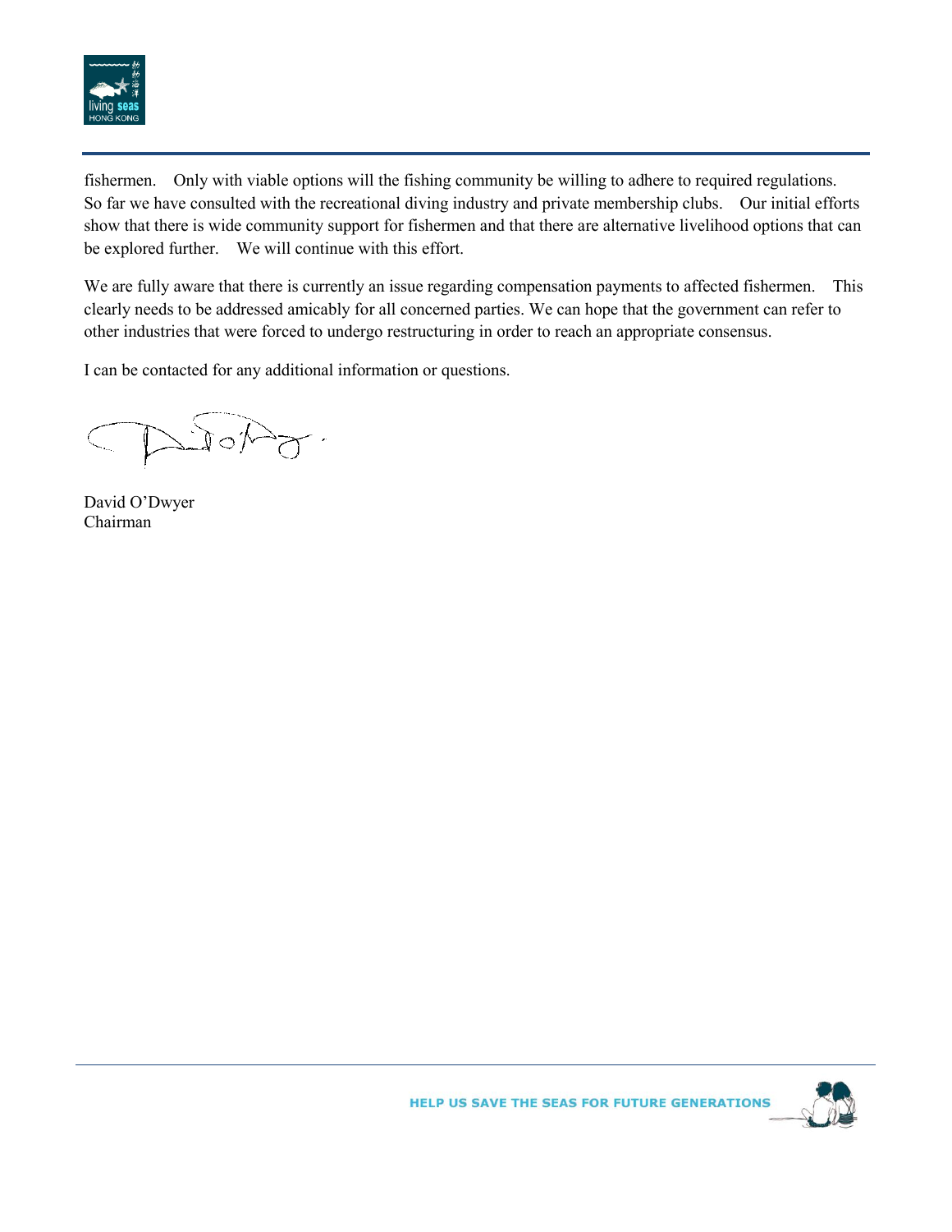fishermen. Only with viable options will the fishing community be willing to adhere to required regulations. So far we have consulted with the recreational diving industry and private membership clubs. Our initial efforts show that there is wide community support for fishermen and that there are alternative livelihood options that can be explored further. We will continue with this effort.

We are fully aware that there is currently an issue regarding compensation payments to affected fishermen. This clearly needs to be addressed amicably for all concerned parties. We can hope that the government can refer to other industries that were forced to undergo restructuring in order to reach an appropriate consensus.

I can be contacted for any additional information or questions.

David O'Dwyer
Chairman